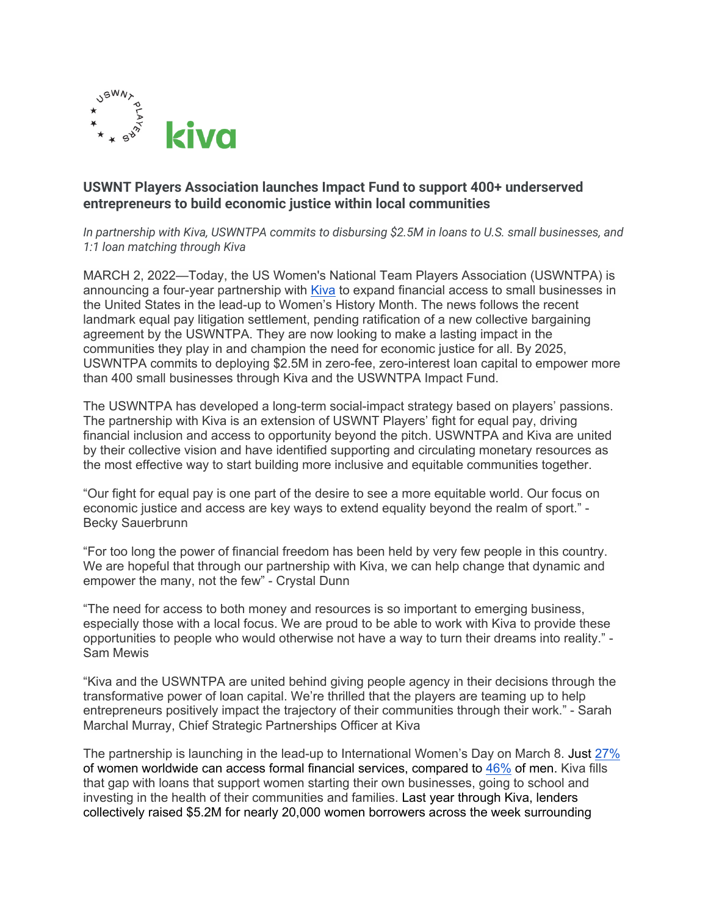## USWNT Players Association launches Impact Fund to support 400+ underserved entrepreneurs to build economic justice within local communities

*In partnership with Kiva, USWNTPA commits to disbursing $2.5M in loans to U.S. small businesses, and 1:1 loan matching through Kiva*

MARCH 2, 2022—Today, the US Women's National Team Players Association (USWNTPA) is announcing a four-year partnership with [Kiva](https://www.kiva.org) to expand financial access to small businesses in the United States in the lead-up to Women's History Month. The news follows the recent landmark equal pay litigation settlement, pending ratification of a new collective bargaining agreement by the USWNTPA. They are now looking to make a lasting impact in the communities they play in and champion the need for economic justice for all. By 2025, USWNTPA commits to deploying $2.5M in zero-fee, zero-interest loan capital to empower more than 400 small businesses through Kiva and the USWNTPA Impact Fund.

The USWNTPA has developed a long-term social-impact strategy based on players' passions. The partnership with Kiva is an extension of USWNT Players' fight for equal pay, driving financial inclusion and access to opportunity beyond the pitch. USWNTPA and Kiva are united by their collective vision and have identified supporting and circulating monetary resources as the most effective way to start building more inclusive and equitable communities together.

"Our fight for equal pay is one part of the desire to see a more equitable world. Our focus on economic justice and access are key ways to extend equality beyond the realm of sport." - Becky Sauerbrunn

"For too long the power of financial freedom has been held by very few people in this country. We are hopeful that through our partnership with Kiva, we can help change that dynamic and empower the many, not the few" - Crystal Dunn

"The need for access to both money and resources is so important to emerging business, especially those with a local focus. We are proud to be able to work with Kiva to provide these opportunities to people who would otherwise not have a way to turn their dreams into reality." - Sam Mewis

"Kiva and the USWNTPA are united behind giving people agency in their decisions through the transformative power of loan capital. We're thrilled that the players are teaming up to help entrepreneurs positively impact the trajectory of their communities through their work." - Sarah Marchal Murray, Chief Strategic Partnerships Officer at Kiva

The partnership is launching in the lead-up to International Women's Day on March 8. Just 27% of women worldwide can access formal financial services, compared to 46% of men. Kiva fills that gap with loans that support women starting their own businesses, going to school and investing in the health of their communities and families. Last year through Kiva, lenders collectively raised $5.2M for nearly 20,000 women borrowers across the week surrounding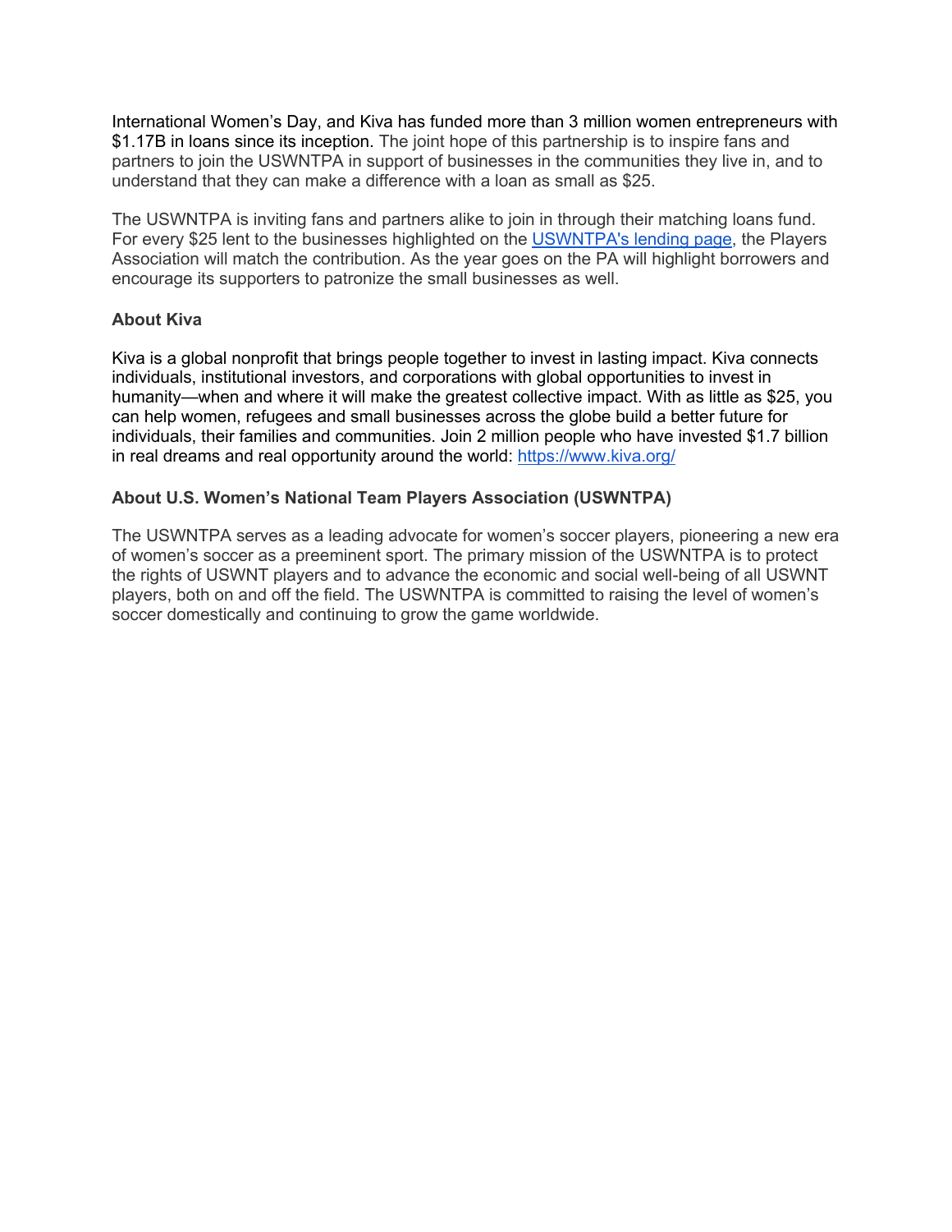International Women's Day, and Kiva has funded more than 3 million women entrepreneurs with $1.17B in loans since its inception. The joint hope of this partnership is to inspire fans and partners to join the USWNTPA in support of businesses in the communities they live in, and to understand that they can make a difference with a loan as small as $25.

The USWNTPA is inviting fans and partners alike to join in through their matching loans fund. For every $25 lent to the businesses highlighted on the [USWNTPA's lending page](), the Players Association will match the contribution. As the year goes on the PA will highlight borrowers and encourage its supporters to patronize the small businesses as well.

**About Kiva**

Kiva is a global nonprofit that brings people together to invest in lasting impact. Kiva connects individuals, institutional investors, and corporations with global opportunities to invest in humanity—when and where it will make the greatest collective impact. With as little as $25, you can help women, refugees and small businesses across the globe build a better future for individuals, their families and communities. Join 2 million people who have invested $1.7 billion in real dreams and real opportunity around the world: [https://www.kiva.org/](https://www.kiva.org/)

**About U.S. Women's National Team Players Association (USWNTPA)**

The USWNTPA serves as a leading advocate for women's soccer players, pioneering a new era of women's soccer as a preeminent sport. The primary mission of the USWNTPA is to protect the rights of USWNT players and to advance the economic and social well-being of all USWNT players, both on and off the field. The USWNTPA is committed to raising the level of women's soccer domestically and continuing to grow the game worldwide.